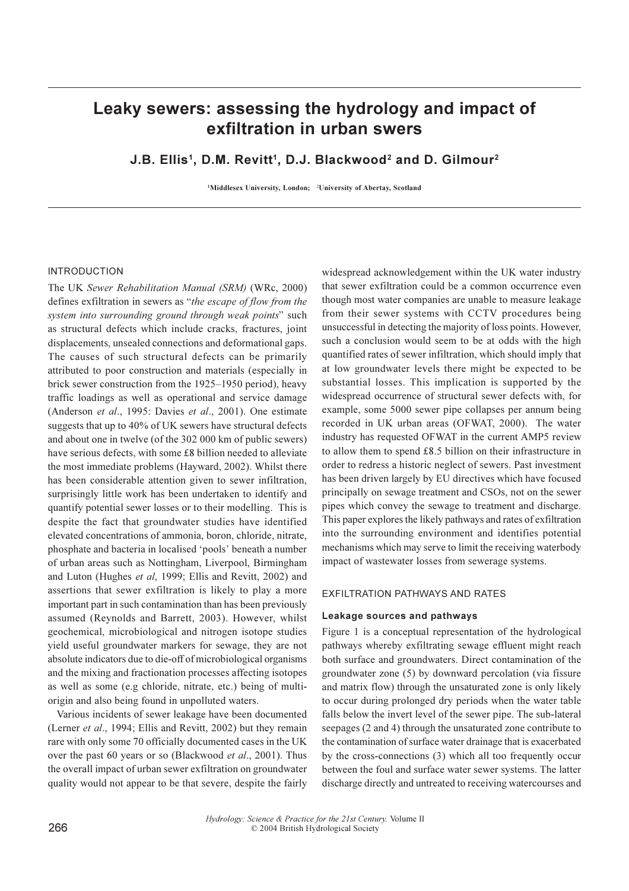# Leaky sewers: assessing the hydrology and impact of exfiltration in urban swers

**J.B. Ellis[1], D.M. Revitt[1], D.J. Blackwood[2] and D. Gilmour[2]**

[1]Middlesex University, London; [2]University of Abertay, Scotland

## INTRODUCTION

The UK *Sewer Rehabilitation Manual (SRM)* (WRc, 2000) defines exfiltration in sewers as "*the escape of flow from the system into surrounding ground through weak points*" such as structural defects which include cracks, fractures, joint displacements, unsealed connections and deformational gaps. The causes of such structural defects can be primarily attributed to poor construction and materials (especially in brick sewer construction from the 1925–1950 period), heavy traffic loadings as well as operational and service damage (Anderson *et al*., 1995: Davies *et al*., 2001). One estimate suggests that up to 40% of UK sewers have structural defects and about one in twelve (of the 302 000 km of public sewers) have serious defects, with some £8 billion needed to alleviate the most immediate problems (Hayward, 2002). Whilst there has been considerable attention given to sewer infiltration, surprisingly little work has been undertaken to identify and quantify potential sewer losses or to their modelling. This is despite the fact that groundwater studies have identified elevated concentrations of ammonia, boron, chloride, nitrate, phosphate and bacteria in localised 'pools' beneath a number of urban areas such as Nottingham, Liverpool, Birmingham and Luton (Hughes *et al*, 1999; Ellis and Revitt, 2002) and assertions that sewer exfiltration is likely to play a more important part in such contamination than has been previously assumed (Reynolds and Barrett, 2003). However, whilst geochemical, microbiological and nitrogen isotope studies yield useful groundwater markers for sewage, they are not absolute indicators due to die-off of microbiological organisms and the mixing and fractionation processes affecting isotopes as well as some (e.g chloride, nitrate, etc.) being of multi-origin and also being found in unpolluted waters.

Various incidents of sewer leakage have been documented (Lerner *et al*., 1994; Ellis and Revitt, 2002) but they remain rare with only some 70 officially documented cases in the UK over the past 60 years or so (Blackwood *et al*., 2001). Thus the overall impact of urban sewer exfiltration on groundwater quality would not appear to be that severe, despite the fairly widespread acknowledgement within the UK water industry that sewer exfiltration could be a common occurrence even though most water companies are unable to measure leakage from their sewer systems with CCTV procedures being unsuccessful in detecting the majority of loss points. However, such a conclusion would seem to be at odds with the high quantified rates of sewer infiltration, which should imply that at low groundwater levels there might be expected to be substantial losses. This implication is supported by the widespread occurrence of structural sewer defects with, for example, some 5000 sewer pipe collapses per annum being recorded in UK urban areas (OFWAT, 2000). The water industry has requested OFWAT in the current AMP5 review to allow them to spend £8.5 billion on their infrastructure in order to redress a historic neglect of sewers. Past investment has been driven largely by EU directives which have focused principally on sewage treatment and CSOs, not on the sewer pipes which convey the sewage to treatment and discharge. This paper explores the likely pathways and rates of exfiltration into the surrounding environment and identifies potential mechanisms which may serve to limit the receiving waterbody impact of wastewater losses from sewerage systems.

## EXFILTRATION PATHWAYS AND RATES

### Leakage sources and pathways

Figure 1 is a conceptual representation of the hydrological pathways whereby exfiltrating sewage effluent might reach both surface and groundwaters. Direct contamination of the groundwater zone (5) by downward percolation (via fissure and matrix flow) through the unsaturated zone is only likely to occur during prolonged dry periods when the water table falls below the invert level of the sewer pipe. The sub-lateral seepages (2 and 4) through the unsaturated zone contribute to the contamination of surface water drainage that is exacerbated by the cross-connections (3) which all too frequently occur between the foul and surface water sewer systems. The latter discharge directly and untreated to receiving watercourses and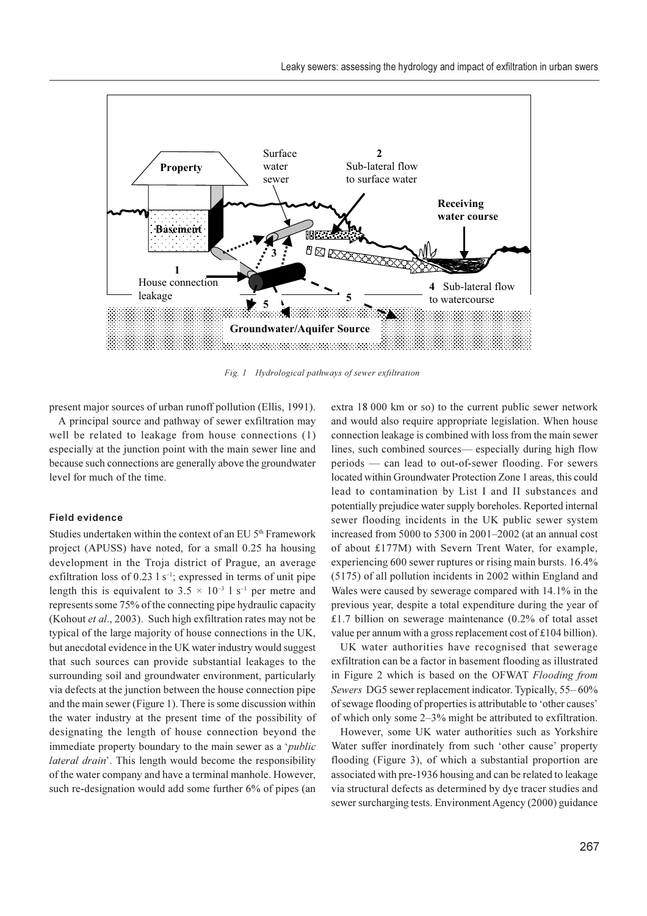Fig. 1 Hydrological pathways of sewer exfiltration

present major sources of urban runoff pollution (Ellis, 1991).

A principal source and pathway of sewer exfiltration may well be related to leakage from house connections (1) especially at the junction point with the main sewer line and because such connections are generally above the groundwater level for much of the time.

### Field evidence

Studies undertaken within the context of an EU 5th Framework project (APUSS) have noted, for a small 0.25 ha housing development in the Troja district of Prague, an average exfiltration loss of 0.23 l $s^{-1}$; expressed in terms of unit pipe length this is equivalent to $3.5 \times 10^{-3}$ l $s^{-1}$ per metre and represents some 75% of the connecting pipe hydraulic capacity (Kohout *et al*., 2003). Such high exfiltration rates may not be typical of the large majority of house connections in the UK, but anecdotal evidence in the UK water industry would suggest that such sources can provide substantial leakages to the surrounding soil and groundwater environment, particularly via defects at the junction between the house connection pipe and the main sewer (Figure 1). There is some discussion within the water industry at the present time of the possibility of designating the length of house connection beyond the immediate property boundary to the main sewer as a '*public lateral drain*'. This length would become the responsibility of the water company and have a terminal manhole. However, such re-designation would add some further 6% of pipes (an extra 18 000 km or so) to the current public sewer network and would also require appropriate legislation. When house connection leakage is combined with loss from the main sewer lines, such combined sources— especially during high flow periods — can lead to out-of-sewer flooding. For sewers located within Groundwater Protection Zone 1 areas, this could lead to contamination by List I and II substances and potentially prejudice water supply boreholes. Reported internal sewer flooding incidents in the UK public sewer system increased from 5000 to 5300 in 2001–2002 (at an annual cost of about £177M) with Severn Trent Water, for example, experiencing 600 sewer ruptures or rising main bursts. 16.4% (5175) of all pollution incidents in 2002 within England and Wales were caused by sewerage compared with 14.1% in the previous year, despite a total expenditure during the year of £1.7 billion on sewerage maintenance (0.2% of total asset value per annum with a gross replacement cost of £104 billion).

UK water authorities have recognised that sewerage exfiltration can be a factor in basement flooding as illustrated in Figure 2 which is based on the OFWAT *Flooding from Sewers* DG5 sewer replacement indicator. Typically, 55– 60% of sewage flooding of properties is attributable to 'other causes' of which only some 2–3% might be attributed to exfiltration.

However, some UK water authorities such as Yorkshire Water suffer inordinately from such 'other cause' property flooding (Figure 3), of which a substantial proportion are associated with pre-1936 housing and can be related to leakage via structural defects as determined by dye tracer studies and sewer surcharging tests. Environment Agency (2000) guidance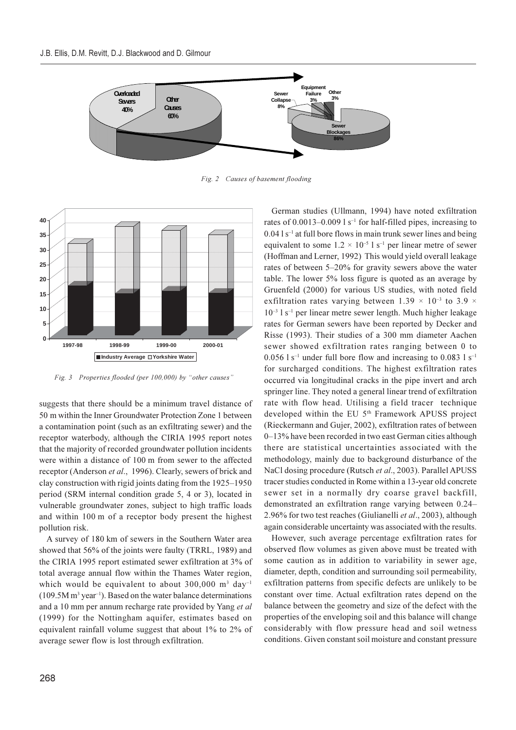Fig. 2 Causes of basement flooding

Fig. 3 Properties flooded (per 100,000) by "other causes"

suggests that there should be a minimum travel distance of 50 m within the Inner Groundwater Protection Zone 1 between a contamination point (such as an exfiltrating sewer) and the receptor waterbody, although the CIRIA 1995 report notes that the majority of recorded groundwater pollution incidents were within a distance of 100 m from sewer to the affected receptor (Anderson *et al*., 1996). Clearly, sewers of brick and clay construction with rigid joints dating from the 1925–1950 period (SRM internal condition grade 5, 4 or 3), located in vulnerable groundwater zones, subject to high traffic loads and within 100 m of a receptor body present the highest pollution risk.

A survey of 180 km of sewers in the Southern Water area showed that 56% of the joints were faulty (TRRL, 1989) and the CIRIA 1995 report estimated sewer exfiltration at 3% of total average annual flow within the Thames Water region, which would be equivalent to about 300,000 $m^3$ $day^{-1}$ (109.5M $m^3$ $year^{-1}$). Based on the water balance determinations and a 10 mm per annum recharge rate provided by Yang *et al* (1999) for the Nottingham aquifer, estimates based on equivalent rainfall volume suggest that about 1% to 2% of average sewer flow is lost through exfiltration.

German studies (Ullmann, 1994) have noted exfiltration rates of 0.0013–0.009 l $s^{-1}$ for half-filled pipes, increasing to 0.04 l $s^{-1}$ at full bore flows in main trunk sewer lines and being equivalent to some $1.2 \times 10^{-5}$ l $s^{-1}$ per linear metre of sewer (Hoffman and Lerner, 1992) This would yield overall leakage rates of between 5–20% for gravity sewers above the water table. The lower 5% loss figure is quoted as an average by Gruenfeld (2000) for various US studies, with noted field exfiltration rates varying between $1.39 \times 10^{-3}$ to $3.9 \times 10^{-3}$ l $s^{-1}$ per linear metre sewer length. Much higher leakage rates for German sewers have been reported by Decker and Risse (1993). Their studies of a 300 mm diameter Aachen sewer showed exfiltration rates ranging between 0 to 0.056 l $s^{-1}$ under full bore flow and increasing to 0.083 l $s^{-1}$ for surcharged conditions. The highest exfiltration rates occurred via longitudinal cracks in the pipe invert and arch springer line. They noted a general linear trend of exfiltration rate with flow head. Utilising a field tracer technique developed within the EU 5th Framework APUSS project (Rieckermann and Gujer, 2002), exfiltration rates of between 0–13% have been recorded in two east German cities although there are statistical uncertainties associated with the methodology, mainly due to background disturbance of the NaCl dosing procedure (Rutsch *et al*., 2003). Parallel APUSS tracer studies conducted in Rome within a 13-year old concrete sewer set in a normally dry coarse gravel backfill, demonstrated an exfiltration range varying between 0.24–2.96% for two test reaches (Giulianelli *et al*., 2003), although again considerable uncertainty was associated with the results.

However, such average percentage exfiltration rates for observed flow volumes as given above must be treated with some caution as in addition to variability in sewer age, diameter, depth, condition and surrounding soil permeability, exfiltration patterns from specific defects are unlikely to be constant over time. Actual exfiltration rates depend on the balance between the geometry and size of the defect with the properties of the enveloping soil and this balance will change considerably with flow pressure head and soil wetness conditions. Given constant soil moisture and constant pressure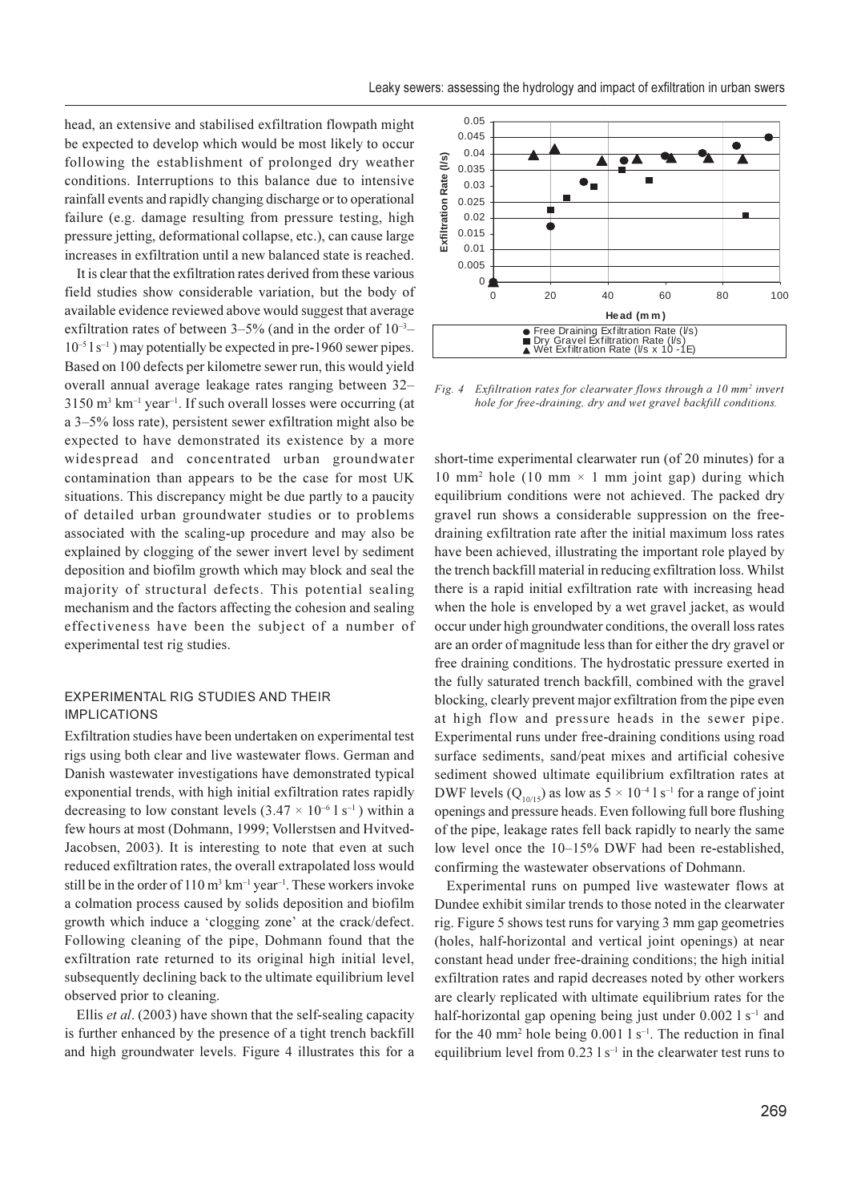head, an extensive and stabilised exfiltration flowpath might be expected to develop which would be most likely to occur following the establishment of prolonged dry weather conditions. Interruptions to this balance due to intensive rainfall events and rapidly changing discharge or to operational failure (e.g. damage resulting from pressure testing, high pressure jetting, deformational collapse, etc.), can cause large increases in exfiltration until a new balanced state is reached.

It is clear that the exfiltration rates derived from these various field studies show considerable variation, but the body of available evidence reviewed above would suggest that average exfiltration rates of between 3–5% (and in the order of $10^{-3}$–$10^{-5}$ l s$^{-1}$) may potentially be expected in pre-1960 sewer pipes. Based on 100 defects per kilometre sewer run, this would yield overall annual average leakage rates ranging between 32–3150 m$^3$ km$^{-1}$ year$^{-1}$. If such overall losses were occurring (at a 3–5% loss rate), persistent sewer exfiltration might also be expected to have demonstrated its existence by a more widespread and concentrated urban groundwater contamination than appears to be the case for most UK situations. This discrepancy might be due partly to a paucity of detailed urban groundwater studies or to problems associated with the scaling-up procedure and may also be explained by clogging of the sewer invert level by sediment deposition and biofilm growth which may block and seal the majority of structural defects. This potential sealing mechanism and the factors affecting the cohesion and sealing effectiveness have been the subject of a number of experimental test rig studies.

## EXPERIMENTAL RIG STUDIES AND THEIR IMPLICATIONS

Exfiltration studies have been undertaken on experimental test rigs using both clear and live wastewater flows. German and Danish wastewater investigations have demonstrated typical exponential trends, with high initial exfiltration rates rapidly decreasing to low constant levels ($3.47 \times 10^{-6}$ l s$^{-1}$) within a few hours at most (Dohmann, 1999; Vollerstsen and Hvitved-Jacobsen, 2003). It is interesting to note that even at such reduced exfiltration rates, the overall extrapolated loss would still be in the order of 110 m$^3$ km$^{-1}$ year$^{-1}$. These workers invoke a colmation process caused by solids deposition and biofilm growth which induce a 'clogging zone' at the crack/defect. Following cleaning of the pipe, Dohmann found that the exfiltration rate returned to its original high initial level, subsequently declining back to the ultimate equilibrium level observed prior to cleaning.

Ellis *et al*. (2003) have shown that the self-sealing capacity is further enhanced by the presence of a tight trench backfill and high groundwater levels. Figure 4 illustrates this for a short-time experimental clearwater run (of 20 minutes) for a 10 mm$^2$ hole (10 mm × 1 mm joint gap) during which equilibrium conditions were not achieved. The packed dry gravel run shows a considerable suppression on the free-draining exfiltration rate after the initial maximum loss rates have been achieved, illustrating the important role played by the trench backfill material in reducing exfiltration loss. Whilst there is a rapid initial exfiltration rate with increasing head when the hole is enveloped by a wet gravel jacket, as would occur under high groundwater conditions, the overall loss rates are an order of magnitude less than for either the dry gravel or free draining conditions. The hydrostatic pressure exerted in the fully saturated trench backfill, combined with the gravel blocking, clearly prevent major exfiltration from the pipe even at high flow and pressure heads in the sewer pipe. Experimental runs under free-draining conditions using road surface sediments, sand/peat mixes and artificial cohesive sediment showed ultimate equilibrium exfiltration rates at DWF levels ($Q_{10/15}$) as low as $5 \times 10^{-4}$ l s$^{-1}$ for a range of joint openings and pressure heads. Even following full bore flushing of the pipe, leakage rates fell back rapidly to nearly the same low level once the 10–15% DWF had been re-established, confirming the wastewater observations of Dohmann.

*Fig. 4 Exfiltration rates for clearwater flows through a 10 mm$^2$ invert hole for free-draining, dry and wet gravel backfill conditions.*

Experimental runs on pumped live wastewater flows at Dundee exhibit similar trends to those noted in the clearwater rig. Figure 5 shows test runs for varying 3 mm gap geometries (holes, half-horizontal and vertical joint openings) at near constant head under free-draining conditions; the high initial exfiltration rates and rapid decreases noted by other workers are clearly replicated with ultimate equilibrium rates for the half-horizontal gap opening being just under 0.002 l s$^{-1}$ and for the 40 mm$^2$ hole being 0.001 l s$^{-1}$. The reduction in final equilibrium level from 0.23 l s$^{-1}$ in the clearwater test runs to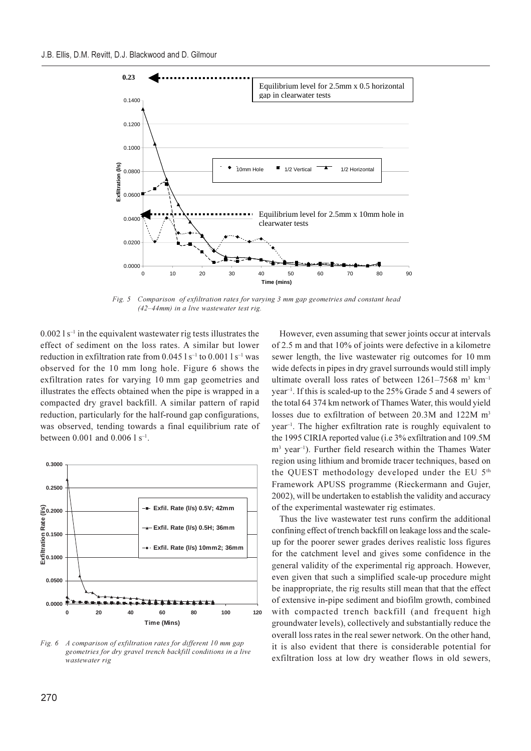*Fig. 5 Comparison of exfiltration rates for varying 3 mm gap geometries and constant head (42–44mm) in a live wastewater test rig.*

$0.002\ \text{l s}^{-1}$ in the equivalent wastewater rig tests illustrates the effect of sediment on the loss rates. A similar but lower reduction in exfiltration rate from $0.045\ \text{l s}^{-1}$ to $0.001\ \text{l s}^{-1}$ was observed for the 10 mm long hole. Figure 6 shows the exfiltration rates for varying 10 mm gap geometries and illustrates the effects obtained when the pipe is wrapped in a compacted dry gravel backfill. A similar pattern of rapid reduction, particularly for the half-round gap configurations, was observed, tending towards a final equilibrium rate of between 0.001 and $0.006\ \text{l s}^{-1}$.

*Fig. 6 A comparison of exfiltration rates for different 10 mm gap geometries for dry gravel trench backfill conditions in a live wastewater rig*

However, even assuming that sewer joints occur at intervals of 2.5 m and that 10% of joints were defective in a kilometre sewer length, the live wastewater rig outcomes for 10 mm wide defects in pipes in dry gravel surrounds would still imply ultimate overall loss rates of between 1261–7568 $\text{m}^3\ \text{km}^{-1}\ \text{year}^{-1}$. If this is scaled-up to the 25% Grade 5 and 4 sewers of the total 64 374 km network of Thames Water, this would yield losses due to exfiltration of between 20.3M and 122M $\text{m}^3\ \text{year}^{-1}$. The higher exfiltration rate is roughly equivalent to the 1995 CIRIA reported value (i.e 3% exfiltration and 109.5M $\text{m}^3\ \text{year}^{-1}$). Further field research within the Thames Water region using lithium and bromide tracer techniques, based on the QUEST methodology developed under the EU 5th Framework APUSS programme (Rieckermann and Gujer, 2002), will be undertaken to establish the validity and accuracy of the experimental wastewater rig estimates.

Thus the live wastewater test runs confirm the additional confining effect of trench backfill on leakage loss and the scale-up for the poorer sewer grades derives realistic loss figures for the catchment level and gives some confidence in the general validity of the experimental rig approach. However, even given that such a simplified scale-up procedure might be inappropriate, the rig results still mean that that the effect of extensive in-pipe sediment and biofilm growth, combined with compacted trench backfill (and frequent high groundwater levels), collectively and substantially reduce the overall loss rates in the real sewer network. On the other hand, it is also evident that there is considerable potential for exfiltration loss at low dry weather flows in old sewers,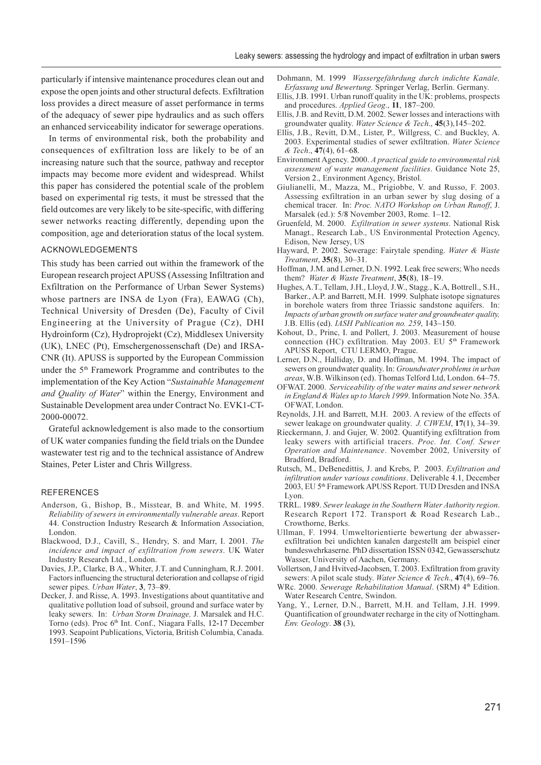particularly if intensive maintenance procedures clean out and expose the open joints and other structural defects. Exfiltration loss provides a direct measure of asset performance in terms of the adequacy of sewer pipe hydraulics and as such offers an enhanced serviceability indicator for sewerage operations.

In terms of environmental risk, both the probability and consequences of exfiltration loss are likely to be of an increasing nature such that the source, pathway and receptor impacts may become more evident and widespread. Whilst this paper has considered the potential scale of the problem based on experimental rig tests, it must be stressed that the field outcomes are very likely to be site-specific, with differing sewer networks reacting differently, depending upon the composition, age and deterioration status of the local system.

## ACKNOWLEDGEMENTS

This study has been carried out within the framework of the European research project APUSS (Assessing Infiltration and Exfiltration on the Performance of Urban Sewer Systems) whose partners are INSA de Lyon (Fra), EAWAG (Ch), Technical University of Dresden (De), Faculty of Civil Engineering at the University of Prague (Cz), DHI Hydroinform (Cz), Hydroprojekt (Cz), Middlesex University (UK), LNEC (Pt), Emschergenossenschaft (De) and IRSA-CNR (It). APUSS is supported by the European Commission under the 5th Framework Programme and contributes to the implementation of the Key Action "*Sustainable Management and Quality of Water*" within the Energy, Environment and Sustainable Development area under Contract No. EVK1-CT-2000-00072.

Grateful acknowledgement is also made to the consortium of UK water companies funding the field trials on the Dundee wastewater test rig and to the technical assistance of Andrew Staines, Peter Lister and Chris Willgress.

## REFERENCES

Anderson, G., Bishop, B., Misstear, B. and White, M. 1995. *Reliability of sewers in environmentally vulnerable areas*. Report 44. Construction Industry Research & Information Association, London.

Blackwood, D.J., Cavill, S., Hendry, S. and Marr, I. 2001. *The incidence and impact of exfiltration from sewers*. UK Water Industry Research Ltd., London.

Davies, J.P., Clarke, B A., Whiter, J.T. and Cunningham, R.J. 2001. Factors influencing the structural deterioration and collapse of rigid sewer pipes. *Urban Water*, **3**, 73–89.

Decker, J. and Risse, A. 1993. Investigations about quantitative and qualitative pollution load of subsoil, ground and surface water by leaky sewers. In: *Urban Storm Drainage,* J. Marsalek and H.C. Torno (eds). Proc 6th Int. Conf., Niagara Falls, 12-17 December 1993. Seapoint Publications, Victoria, British Columbia, Canada. 1591–1596

Dohmann, M. 1999 *Wassergefährdung durch indichte Kanäle, Erfassung und Bewertung*. Springer Verlag, Berlin. Germany.

Ellis, J.B. 1991. Urban runoff quality in the UK: problems, prospects and procedures. *Applied Geog*., **11**, 187–200.

Ellis, J.B. and Revitt, D.M. 2002. Sewer losses and interactions with groundwater quality. *Water Science & Tech*., **45**(3),145–202.

Ellis, J.B., Revitt, D.M., Lister, P., Willgress, C. and Buckley, A. 2003. Experimental studies of sewer exfiltration. *Water Science & Tech*., **47**(4), 61–68.

Environment Agency. 2000. *A practical guide to environmental risk assessment of waste management facilities*. Guidance Note 25, Version 2., Environment Agency, Bristol.

Giulianelli, M., Mazza, M., Prigiobbe, V. and Russo, F. 2003. Assessing exfiltration in an urban sewer by slug dosing of a chemical tracer. In: *Proc. NATO Workshop on Urban Runoff*, J. Marsalek (ed.): 5/8 November 2003, Rome. 1–12.

Gruenfeld, M. 2000. *Exfiltration in sewer systems*. National Risk Managt., Research Lab., US Environmental Protection Agency, Edison, New Jersey, US

Hayward, P. 2002. Sewerage: Fairytale spending. *Water & Waste Treatment*, **35**(**8**), 30–31.

Hoffman, J.M. and Lerner, D.N. 1992. Leak free sewers; Who needs them? *Water & Waste Treatment*, **35**(8), 18–19.

Hughes, A.T., Tellam, J.H., Lloyd, J.W., Stagg., K.A, Bottrell., S.H., Barker., A.P. and Barrett, M.H. 1999. Sulphate isotope signatures in borehole waters from three Triassic sandstone aquifers. In: *Impacts of urban growth on surface water and groundwater quality,* J.B. Ellis (ed). *IASH Publication no. 259*, 143–150.

Kohout, D., Princ, I. and Pollert, J. 2003. Measurement of house connection (HC) exfiltration. May 2003. EU 5th Framework APUSS Report, CTU LERMO, Prague.

Lerner, D.N., Halliday, D. and Hoffman, M. 1994. The impact of sewers on groundwater quality. In: *Groundwater problems in urban areas*, W.B. Wilkinson (ed). Thomas Telford Ltd, London. 64–75.

OFWAT. 2000. *Serviceability of the water mains and sewer network in England & Wales up to March 1999*. Information Note No. 35A. OFWAT, London.

Reynolds, J.H. and Barrett, M.H. 2003. A review of the effects of sewer leakage on groundwater quality. *J. CIWEM*, **17**(1), 34–39.

Rieckermann, J. and Gujer, W. 2002. Quantifying exfiltration from leaky sewers with artificial tracers. *Proc. Int. Conf. Sewer Operation and Maintenance*. November 2002, University of Bradford, Bradford.

Rutsch, M., DeBenedittis, J. and Krebs, P. 2003. *Exfiltration and infiltration under various conditions*. Deliverable 4.1, December 2003, EU 5th Framework APUSS Report. TUD Dresden and INSA Lyon.

TRRL. 1989. *Sewer leakage in the Southern Water Authority region*. Research Report 172. Transport & Road Research Lab., Crowthorne, Berks.

Ullman, F. 1994. Umweltorientierte bewertung der abwasser-exfiltration bei undichten kanalen dargestellt am beispiel einer bundeswehrkaserne. PhD dissertation ISSN 0342, Gewasserschutz Wasser, University of Aachen, Germany.

Vollertson, J and Hvitved-Jacobsen, T. 2003. Exfiltration from gravity sewers: A pilot scale study. *Water Science & Tech*., **47**(4), 69–76.

WRc. 2000. *Sewerage Rehabilitation Manual*. (SRM) 4th Edition. Water Research Centre, Swindon.

Yang, Y., Lerner, D.N., Barrett, M.H. and Tellam, J.H. 1999. Quantification of groundwater recharge in the city of Nottingham. *Env. Geology*. **38** (3),